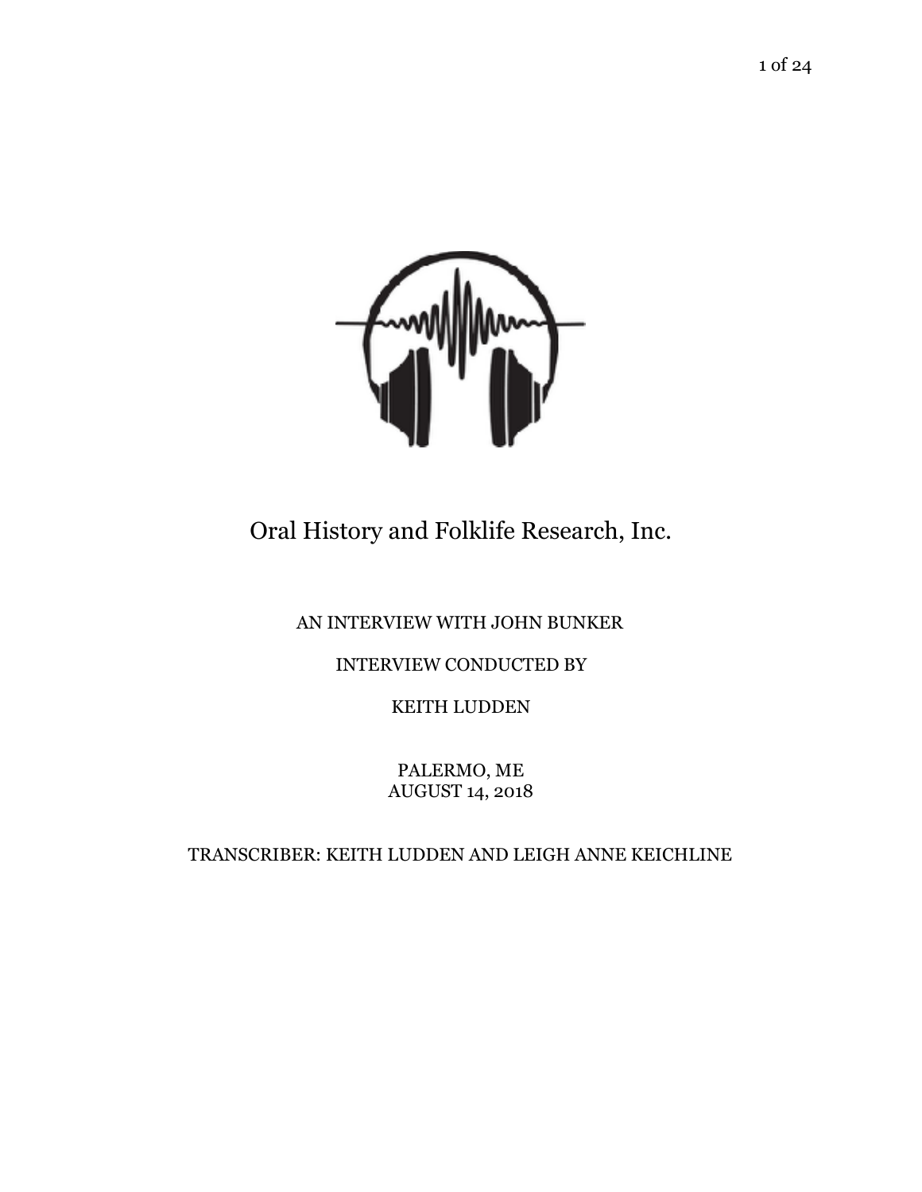# Oral History and Folklife Research, Inc.

AN INTERVIEW WITH JOHN BUNKER

INTERVIEW CONDUCTED BY

KEITH LUDDEN

PALERMO, ME
AUGUST 14, 2018

TRANSCRIBER: KEITH LUDDEN AND LEIGH ANNE KEICHLINE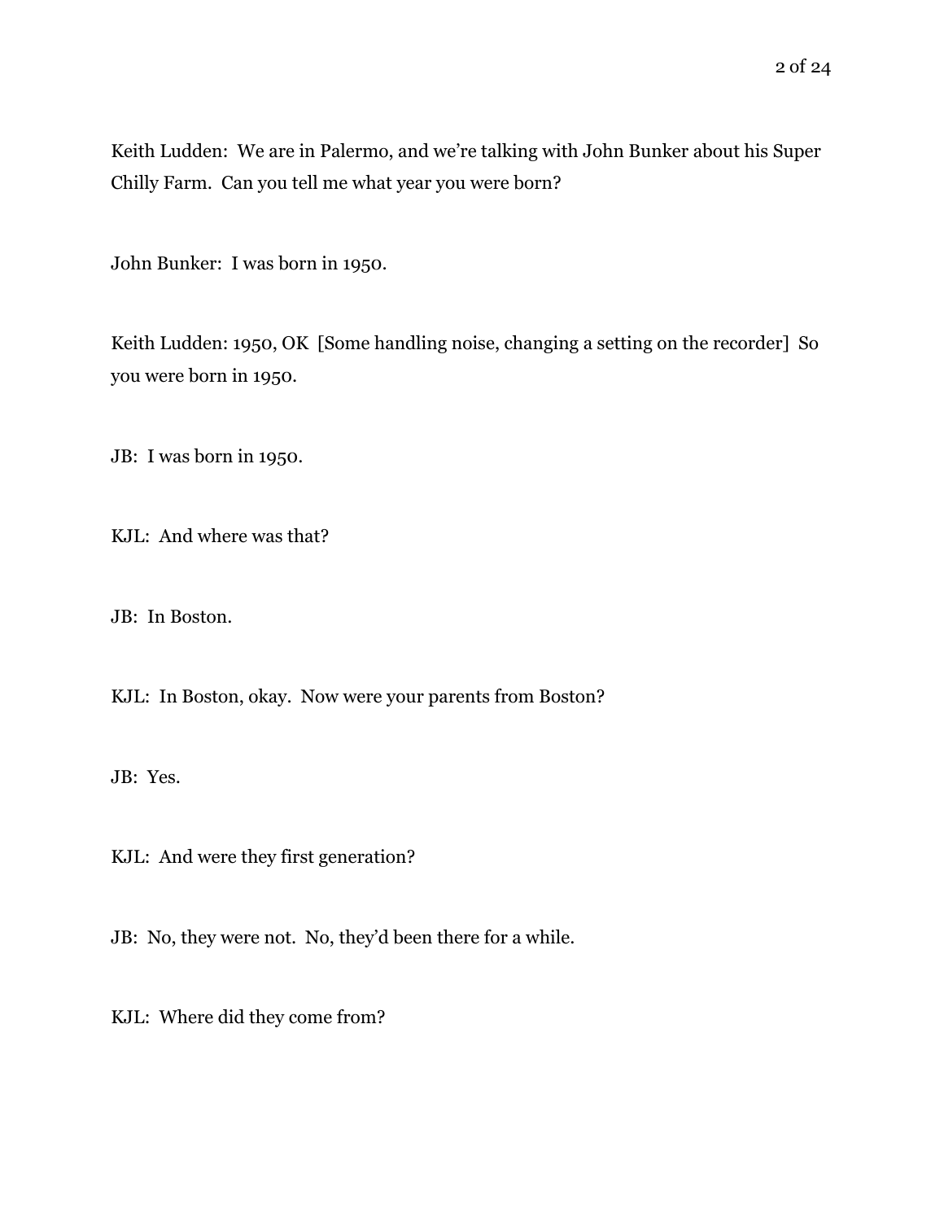Keith Ludden: We are in Palermo, and we're talking with John Bunker about his Super Chilly Farm. Can you tell me what year you were born?

John Bunker: I was born in 1950.

Keith Ludden: 1950, OK [Some handling noise, changing a setting on the recorder] So you were born in 1950.

JB: I was born in 1950.

KJL: And where was that?

JB: In Boston.

KJL: In Boston, okay. Now were your parents from Boston?

JB: Yes.

KJL: And were they first generation?

JB: No, they were not. No, they'd been there for a while.

KJL: Where did they come from?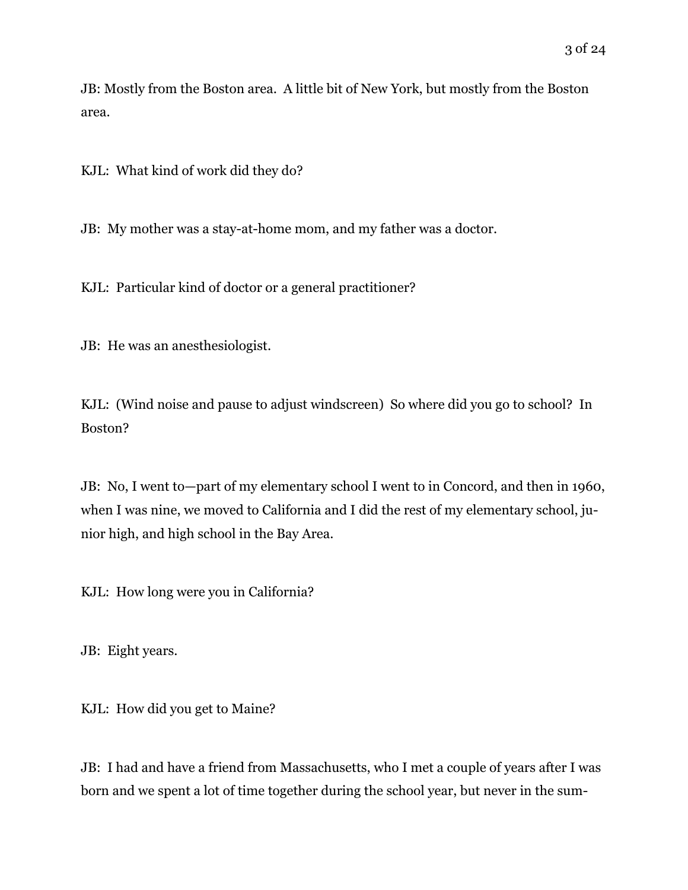JB: Mostly from the Boston area. A little bit of New York, but mostly from the Boston area.

KJL: What kind of work did they do?

JB: My mother was a stay-at-home mom, and my father was a doctor.

KJL: Particular kind of doctor or a general practitioner?

JB: He was an anesthesiologist.

KJL: (Wind noise and pause to adjust windscreen) So where did you go to school? In Boston?

JB: No, I went to—part of my elementary school I went to in Concord, and then in 1960, when I was nine, we moved to California and I did the rest of my elementary school, junior high, and high school in the Bay Area.

KJL: How long were you in California?

JB: Eight years.

KJL: How did you get to Maine?

JB: I had and have a friend from Massachusetts, who I met a couple of years after I was born and we spent a lot of time together during the school year, but never in the sum-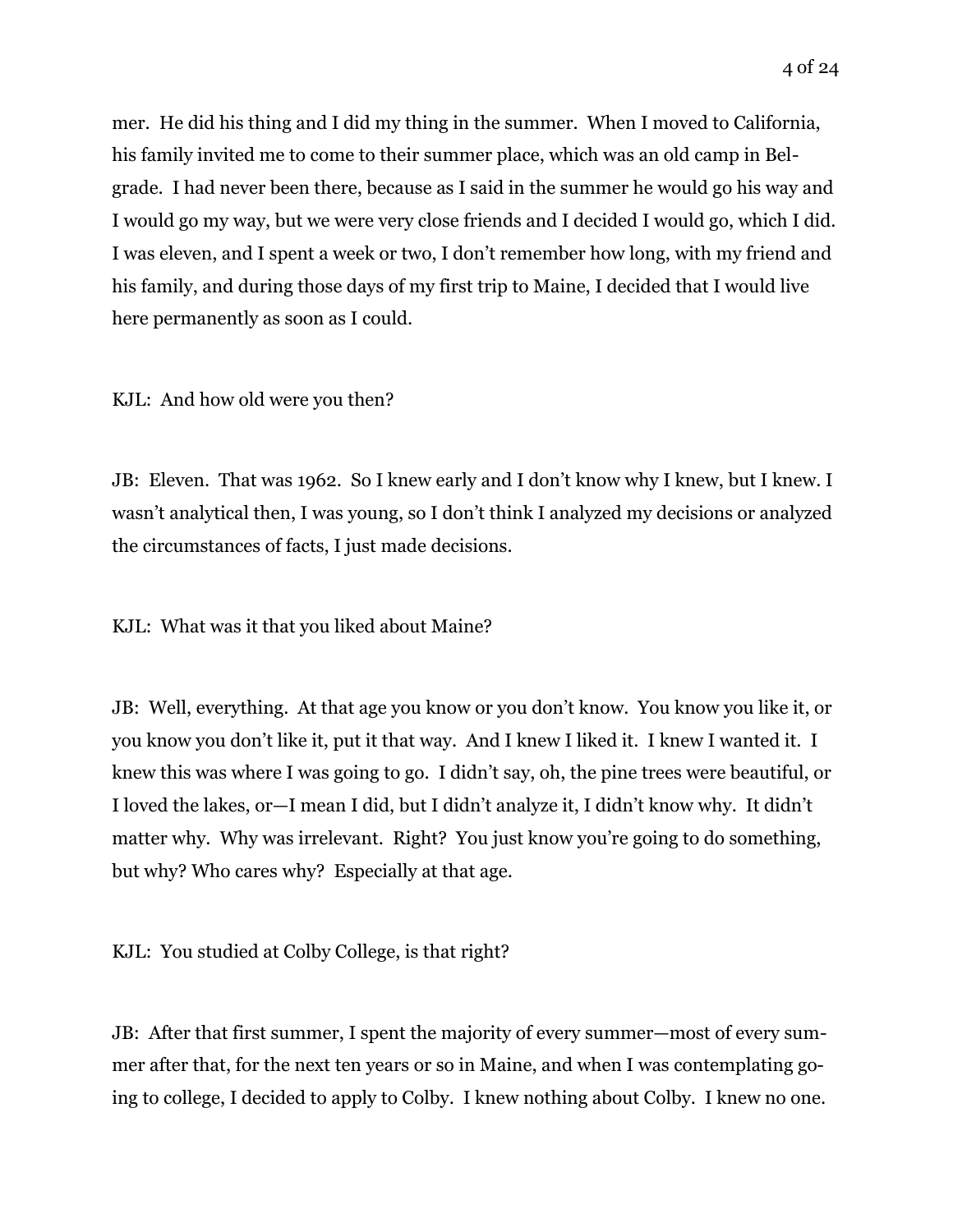mer. He did his thing and I did my thing in the summer. When I moved to California, his family invited me to come to their summer place, which was an old camp in Belgrade. I had never been there, because as I said in the summer he would go his way and I would go my way, but we were very close friends and I decided I would go, which I did. I was eleven, and I spent a week or two, I don't remember how long, with my friend and his family, and during those days of my first trip to Maine, I decided that I would live here permanently as soon as I could.

KJL: And how old were you then?

JB: Eleven. That was 1962. So I knew early and I don't know why I knew, but I knew. I wasn't analytical then, I was young, so I don't think I analyzed my decisions or analyzed the circumstances of facts, I just made decisions.

KJL: What was it that you liked about Maine?

JB: Well, everything. At that age you know or you don't know. You know you like it, or you know you don't like it, put it that way. And I knew I liked it. I knew I wanted it. I knew this was where I was going to go. I didn't say, oh, the pine trees were beautiful, or I loved the lakes, or—I mean I did, but I didn't analyze it, I didn't know why. It didn't matter why. Why was irrelevant. Right? You just know you're going to do something, but why? Who cares why? Especially at that age.

KJL: You studied at Colby College, is that right?

JB: After that first summer, I spent the majority of every summer—most of every summer after that, for the next ten years or so in Maine, and when I was contemplating going to college, I decided to apply to Colby. I knew nothing about Colby. I knew no one.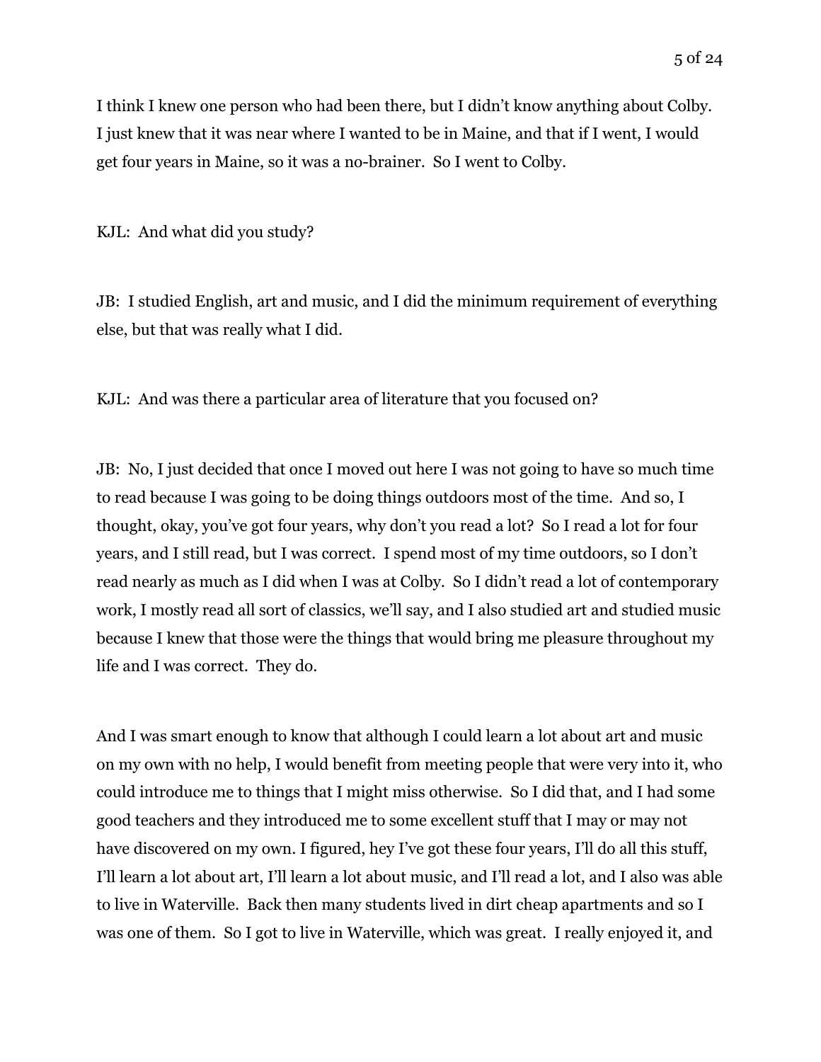I think I knew one person who had been there, but I didn't know anything about Colby. I just knew that it was near where I wanted to be in Maine, and that if I went, I would get four years in Maine, so it was a no-brainer. So I went to Colby.

KJL: And what did you study?

JB: I studied English, art and music, and I did the minimum requirement of everything else, but that was really what I did.

KJL: And was there a particular area of literature that you focused on?

JB: No, I just decided that once I moved out here I was not going to have so much time to read because I was going to be doing things outdoors most of the time. And so, I thought, okay, you've got four years, why don't you read a lot? So I read a lot for four years, and I still read, but I was correct. I spend most of my time outdoors, so I don't read nearly as much as I did when I was at Colby. So I didn't read a lot of contemporary work, I mostly read all sort of classics, we'll say, and I also studied art and studied music because I knew that those were the things that would bring me pleasure throughout my life and I was correct. They do.

And I was smart enough to know that although I could learn a lot about art and music on my own with no help, I would benefit from meeting people that were very into it, who could introduce me to things that I might miss otherwise. So I did that, and I had some good teachers and they introduced me to some excellent stuff that I may or may not have discovered on my own. I figured, hey I've got these four years, I'll do all this stuff, I'll learn a lot about art, I'll learn a lot about music, and I'll read a lot, and I also was able to live in Waterville. Back then many students lived in dirt cheap apartments and so I was one of them. So I got to live in Waterville, which was great. I really enjoyed it, and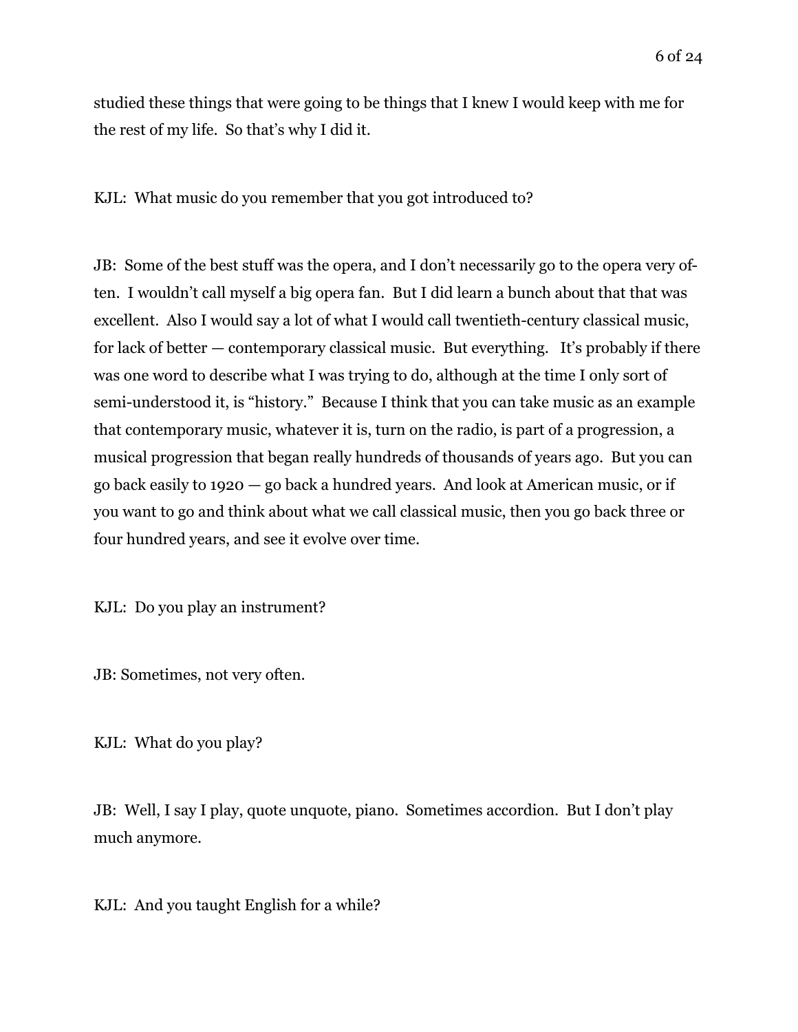studied these things that were going to be things that I knew I would keep with me for the rest of my life. So that's why I did it.

KJL: What music do you remember that you got introduced to?

JB: Some of the best stuff was the opera, and I don't necessarily go to the opera very often. I wouldn't call myself a big opera fan. But I did learn a bunch about that that was excellent. Also I would say a lot of what I would call twentieth-century classical music, for lack of better — contemporary classical music. But everything. It's probably if there was one word to describe what I was trying to do, although at the time I only sort of semi-understood it, is "history." Because I think that you can take music as an example that contemporary music, whatever it is, turn on the radio, is part of a progression, a musical progression that began really hundreds of thousands of years ago. But you can go back easily to 1920 — go back a hundred years. And look at American music, or if you want to go and think about what we call classical music, then you go back three or four hundred years, and see it evolve over time.

KJL: Do you play an instrument?

JB: Sometimes, not very often.

KJL: What do you play?

JB: Well, I say I play, quote unquote, piano. Sometimes accordion. But I don't play much anymore.

KJL: And you taught English for a while?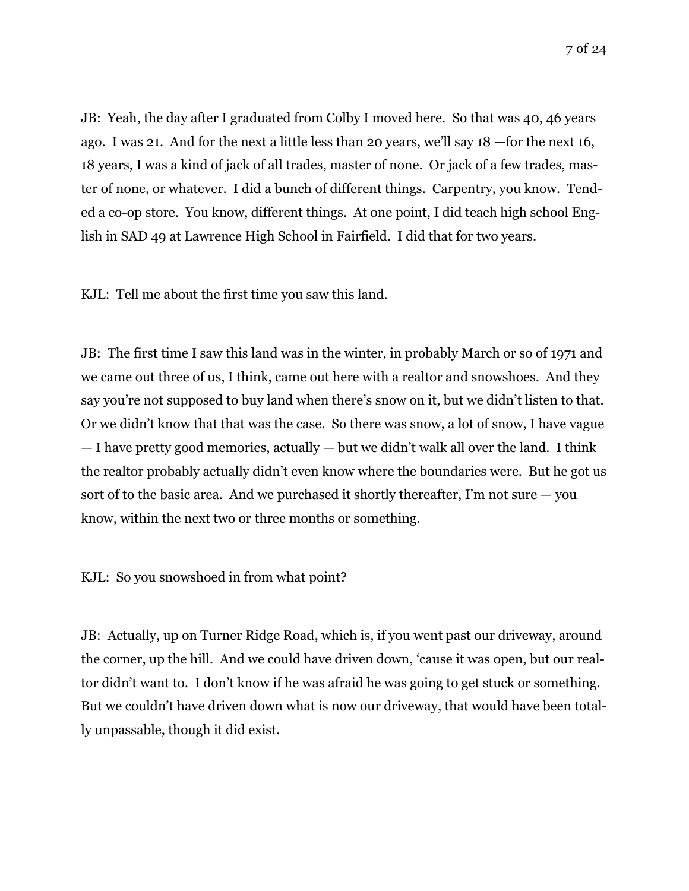JB: Yeah, the day after I graduated from Colby I moved here. So that was 40, 46 years ago. I was 21. And for the next a little less than 20 years, we'll say 18 —for the next 16, 18 years, I was a kind of jack of all trades, master of none. Or jack of a few trades, master of none, or whatever. I did a bunch of different things. Carpentry, you know. Tended a co-op store. You know, different things. At one point, I did teach high school English in SAD 49 at Lawrence High School in Fairfield. I did that for two years.

KJL: Tell me about the first time you saw this land.

JB: The first time I saw this land was in the winter, in probably March or so of 1971 and we came out three of us, I think, came out here with a realtor and snowshoes. And they say you're not supposed to buy land when there's snow on it, but we didn't listen to that. Or we didn't know that that was the case. So there was snow, a lot of snow, I have vague — I have pretty good memories, actually — but we didn't walk all over the land. I think the realtor probably actually didn't even know where the boundaries were. But he got us sort of to the basic area. And we purchased it shortly thereafter, I'm not sure — you know, within the next two or three months or something.

KJL: So you snowshoed in from what point?

JB: Actually, up on Turner Ridge Road, which is, if you went past our driveway, around the corner, up the hill. And we could have driven down, 'cause it was open, but our realtor didn't want to. I don't know if he was afraid he was going to get stuck or something. But we couldn't have driven down what is now our driveway, that would have been totally unpassable, though it did exist.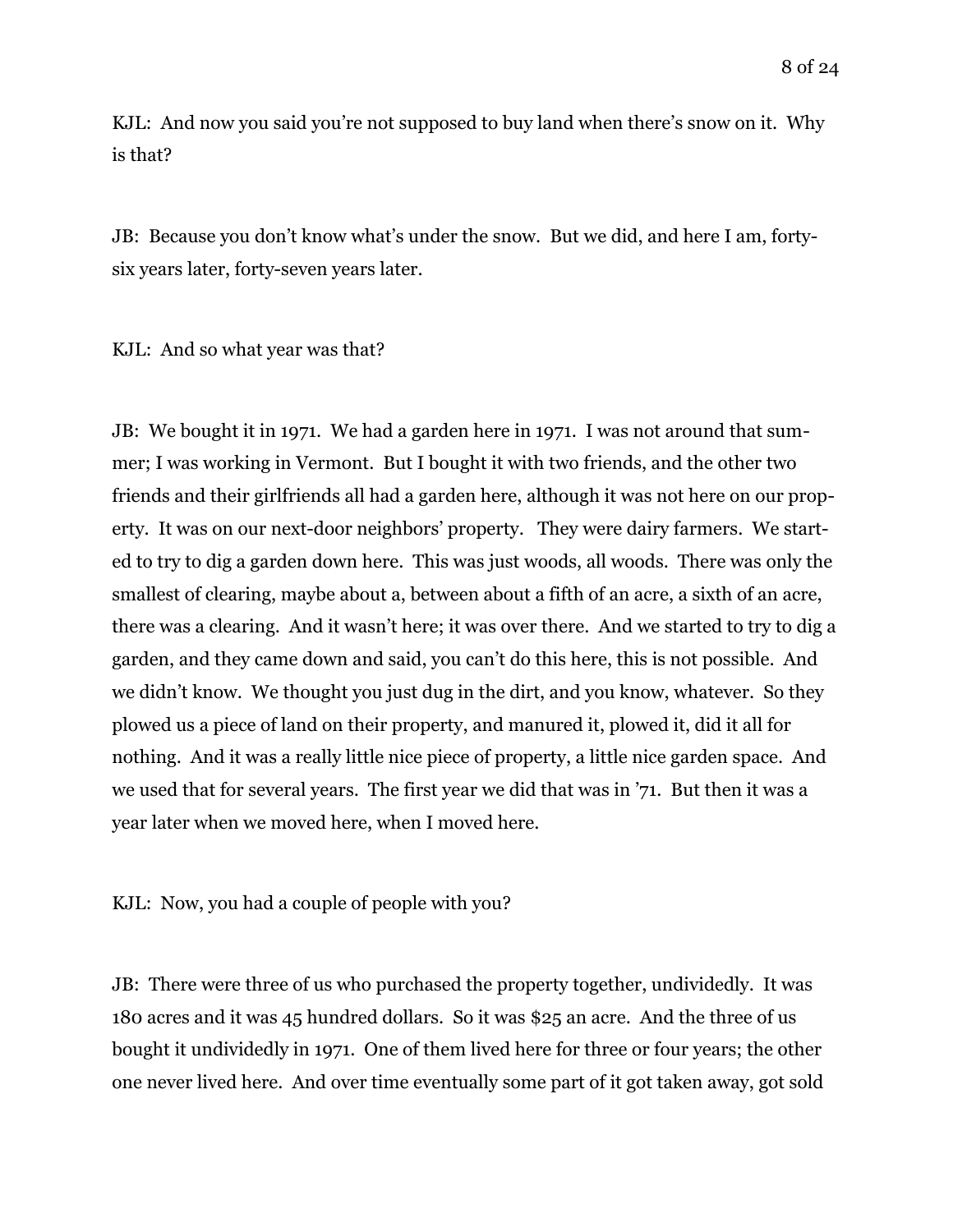KJL: And now you said you're not supposed to buy land when there's snow on it. Why is that?

JB: Because you don't know what's under the snow. But we did, and here I am, forty-six years later, forty-seven years later.

KJL: And so what year was that?

JB: We bought it in 1971. We had a garden here in 1971. I was not around that summer; I was working in Vermont. But I bought it with two friends, and the other two friends and their girlfriends all had a garden here, although it was not here on our property. It was on our next-door neighbors' property. They were dairy farmers. We started to try to dig a garden down here. This was just woods, all woods. There was only the smallest of clearing, maybe about a, between about a fifth of an acre, sixth of an acre, there was a clearing. And it wasn't here; it was over there. And we started to try to dig a garden, and they came down and said, you can't do this here, this is not possible. And we didn't know. We thought you just dug in the dirt, and you know, whatever. So they plowed us a piece of land on their property, and manured it, plowed it, did it all for nothing. And it was a really little nice piece of property, a little nice garden space. And we used that for several years. The first year we did that was in '71. But then it was a year later when we moved here, when I moved here.

KJL: Now, you had a couple of people with you?

JB: There were three of us who purchased the property together, undividedly. It was 180 acres and it was 45 hundred dollars. So it was $25 an acre. And the three of us bought it undividedly in 1971. One of them lived here for three or four years; the other one never lived here. And over time eventually some part of it got taken away, got sold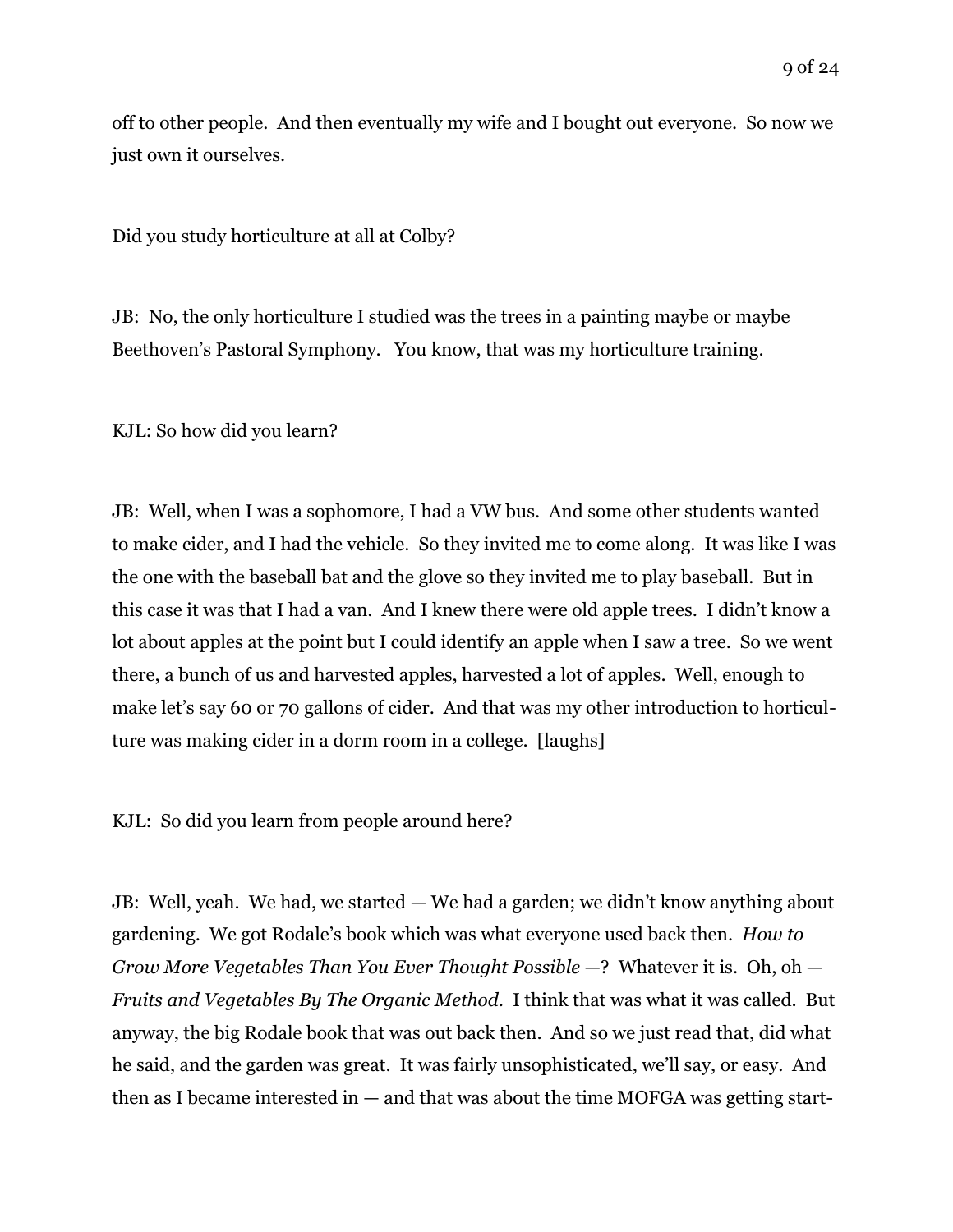off to other people. And then eventually my wife and I bought out everyone. So now we just own it ourselves.

Did you study horticulture at all at Colby?

JB: No, the only horticulture I studied was the trees in a painting maybe or maybe Beethoven's Pastoral Symphony. You know, that was my horticulture training.

KJL: So how did you learn?

JB: Well, when I was a sophomore, I had a VW bus. And some other students wanted to make cider, and I had the vehicle. So they invited me to come along. It was like I was the one with the baseball bat and the glove so they invited me to play baseball. But in this case it was that I had a van. And I knew there were old apple trees. I didn't know a lot about apples at the point but I could identify an apple when I saw a tree. So we went there, a bunch of us and harvested apples, harvested a lot of apples. Well, enough to make let's say 60 or 70 gallons of cider. And that was my other introduction to horticulture was making cider in a dorm room in a college. [laughs]

KJL: So did you learn from people around here?

JB: Well, yeah. We had, we started — We had a garden; we didn't know anything about gardening. We got Rodale's book which was what everyone used back then. *How to Grow More Vegetables Than You Ever Thought Possible* —? Whatever it is. Oh, oh — *Fruits and Vegetables By The Organic Method*. I think that was what it was called. But anyway, the big Rodale book that was out back then. And so we just read that, did what he said, and the garden was great. It was fairly unsophisticated, we'll say, or easy. And then as I became interested in — and that was about the time MOFGA was getting start-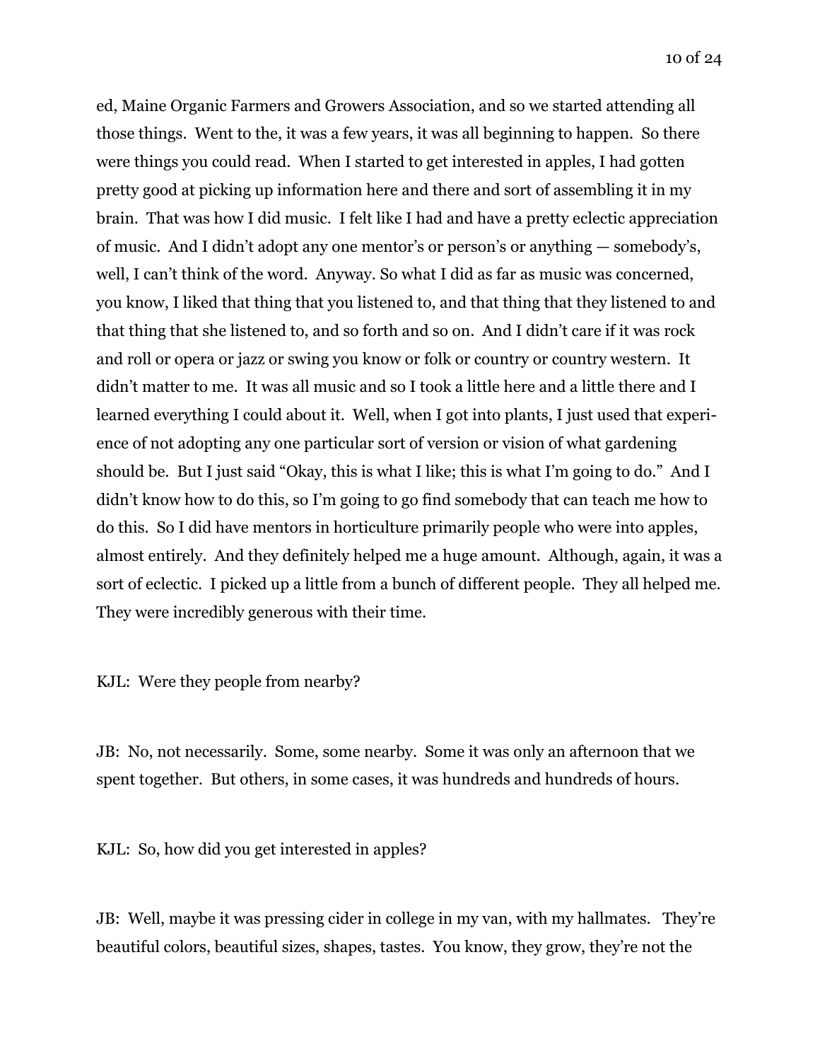ed, Maine Organic Farmers and Growers Association, and so we started attending all those things. Went to the, it was a few years, it was all beginning to happen. So there were things you could read. When I started to get interested in apples, I had gotten pretty good at picking up information here and there and sort of assembling it in my brain. That was how I did music. I felt like I had and have a pretty eclectic appreciation of music. And I didn't adopt any one mentor's or person's or anything — somebody's, well, I can't think of the word. Anyway. So what I did as far as music was concerned, you know, I liked that thing that you listened to, and that thing that they listened to and that thing that she listened to, and so forth and so on. And I didn't care if it was rock and roll or opera or jazz or swing you know or folk or country or country western. It didn't matter to me. It was all music and so I took a little here and a little there and I learned everything I could about it. Well, when I got into plants, I just used that experience of not adopting any one particular sort of version or vision of what gardening should be. But I just said "Okay, this is what I like; this is what I'm going to do." And I didn't know how to do this, so I'm going to go find somebody that can teach me how to do this. So I did have mentors in horticulture primarily people who were into apples, almost entirely. And they definitely helped me a huge amount. Although, again, it was a sort of eclectic. I picked up a little from a bunch of different people. They all helped me. They were incredibly generous with their time.

KJL: Were they people from nearby?

JB: No, not necessarily. Some, some nearby. Some it was only an afternoon that we spent together. But others, in some cases, it was hundreds and hundreds of hours.

KJL: So, how did you get interested in apples?

JB: Well, maybe it was pressing cider in college in my van, with my hallmates. They're beautiful colors, beautiful sizes, shapes, tastes. You know, they grow, they're not the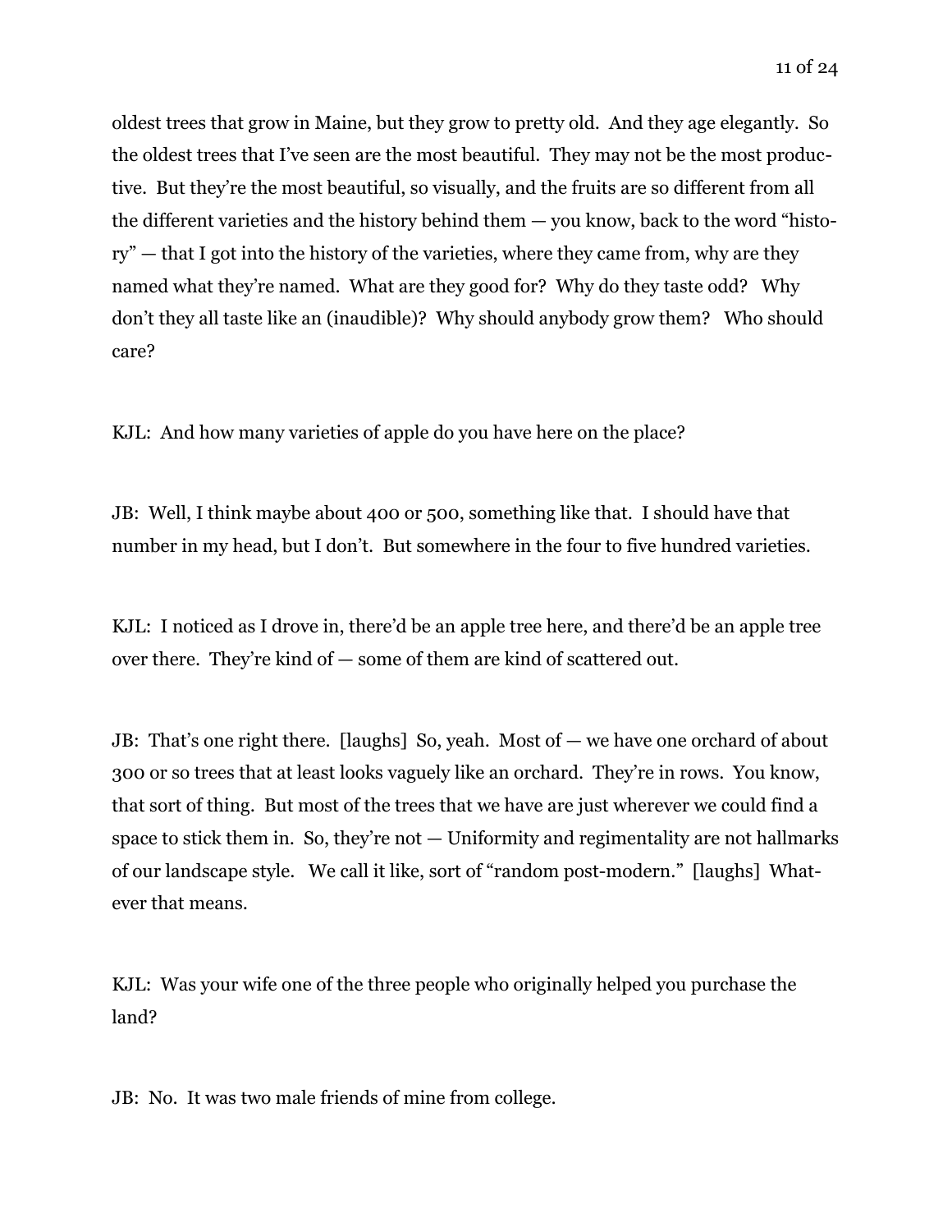oldest trees that grow in Maine, but they grow to pretty old. And they age elegantly. So the oldest trees that I've seen are the most beautiful. They may not be the most productive. But they're the most beautiful, so visually, and the fruits are so different from all the different varieties and the history behind them — you know, back to the word "history" — that I got into the history of the varieties, where they came from, why are they named what they're named. What are they good for? Why do they taste odd? Why don't they all taste like an (inaudible)? Why should anybody grow them? Who should care?

KJL: And how many varieties of apple do you have here on the place?

JB: Well, I think maybe about 400 or 500, something like that. I should have that number in my head, but I don't. But somewhere in the four to five hundred varieties.

KJL: I noticed as I drove in, there'd be an apple tree here, and there'd be an apple tree over there. They're kind of — some of them are kind of scattered out.

JB: That's one right there. [laughs] So, yeah. Most of — we have one orchard of about 300 or so trees that at least looks vaguely like an orchard. They're in rows. You know, that sort of thing. But most of the trees that we have are just wherever we could find a space to stick them in. So, they're not — Uniformity and regimentality are not hallmarks of our landscape style. We call it like, sort of "random post-modern." [laughs] Whatever that means.

KJL: Was your wife one of the three people who originally helped you purchase the land?

JB: No. It was two male friends of mine from college.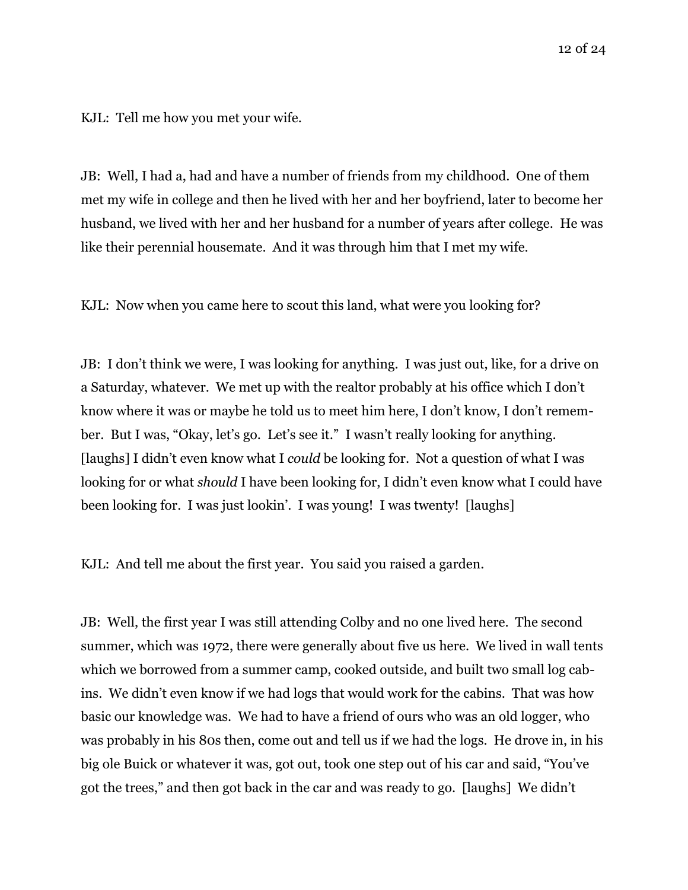KJL: Tell me how you met your wife.

JB: Well, I had a, had and have a number of friends from my childhood. One of them met my wife in college and then he lived with her and her boyfriend, later to become her husband, we lived with her and her husband for a number of years after college. He was like their perennial housemate. And it was through him that I met my wife.

KJL: Now when you came here to scout this land, what were you looking for?

JB: I don't think we were, I was looking for anything. I was just out, like, for a drive on a Saturday, whatever. We met up with the realtor probably at his office which I don't know where it was or maybe he told us to meet him here, I don't know, I don't remember. But I was, "Okay, let's go. Let's see it." I wasn't really looking for anything. [laughs] I didn't even know what I *could* be looking for. Not a question of what I was looking for or what *should* I have been looking for, I didn't even know what I could have been looking for. I was just lookin'. I was young! I was twenty! [laughs]

KJL: And tell me about the first year. You said you raised a garden.

JB: Well, the first year I was still attending Colby and no one lived here. The second summer, which was 1972, there were generally about five us here. We lived in wall tents which we borrowed from a summer camp, cooked outside, and built two small log cabins. We didn't even know if we had logs that would work for the cabins. That was how basic our knowledge was. We had to have a friend of ours who was an old logger, who was probably in his 80s then, come out and tell us if we had the logs. He drove in, in his big ole Buick or whatever it was, got out, took one step out of his car and said, "You've got the trees," and then got back in the car and was ready to go. [laughs] We didn't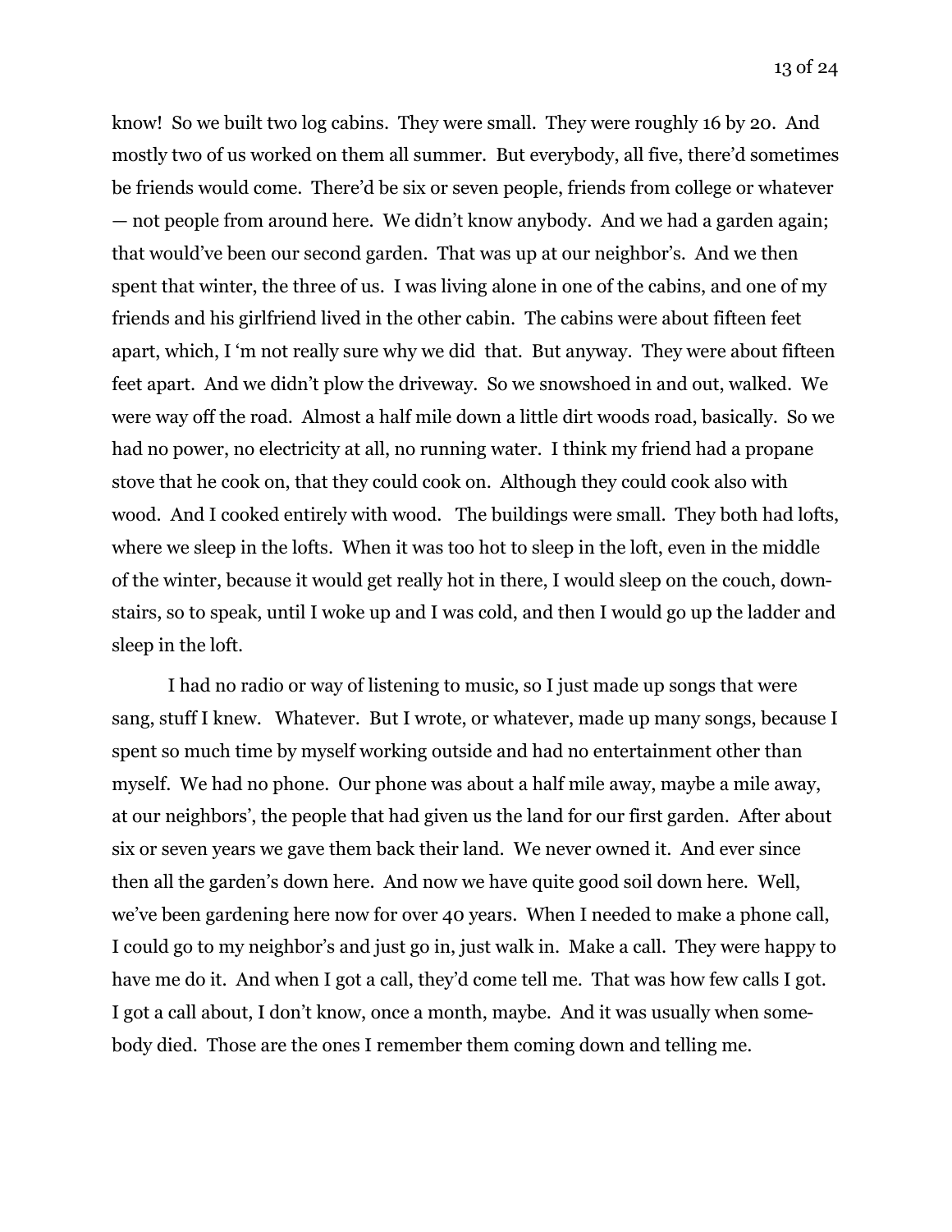know! So we built two log cabins. They were small. They were roughly 16 by 20. And mostly two of us worked on them all summer. But everybody, all five, there'd sometimes be friends would come. There'd be six or seven people, friends from college or whatever — not people from around here. We didn't know anybody. And we had a garden again; that would've been our second garden. That was up at our neighbor's. And we then spent that winter, the three of us. I was living alone in one of the cabins, and one of my friends and his girlfriend lived in the other cabin. The cabins were about fifteen feet apart, which, I 'm not really sure why we did that. But anyway. They were about fifteen feet apart. And we didn't plow the driveway. So we snowshoed in and out, walked. We were way off the road. Almost a half mile down a little dirt woods road, basically. So we had no power, no electricity at all, no running water. I think my friend had a propane stove that he cook on, that they could cook on. Although they could cook also with wood. And I cooked entirely with wood. The buildings were small. They both had lofts, where we sleep in the lofts. When it was too hot to sleep in the loft, even in the middle of the winter, because it would get really hot in there, I would sleep on the couch, downstairs, so to speak, until I woke up and I was cold, and then I would go up the ladder and sleep in the loft.

I had no radio or way of listening to music, so I just made up songs that were sang, stuff I knew. Whatever. But I wrote, or whatever, made up many songs, because I spent so much time by myself working outside and had no entertainment other than myself. We had no phone. Our phone was about a half mile away, maybe a mile away, at our neighbors', the people that had given us the land for our first garden. After about six or seven years we gave them back their land. We never owned it. And ever since then all the garden's down here. And now we have quite good soil down here. Well, we've been gardening here now for over 40 years. When I needed to make a phone call, I could go to my neighbor's and just go in, just walk in. Make a call. They were happy to have me do it. And when I got a call, they'd come tell me. That was how few calls I got. I got a call about, I don't know, once a month, maybe. And it was usually when somebody died. Those are the ones I remember them coming down and telling me.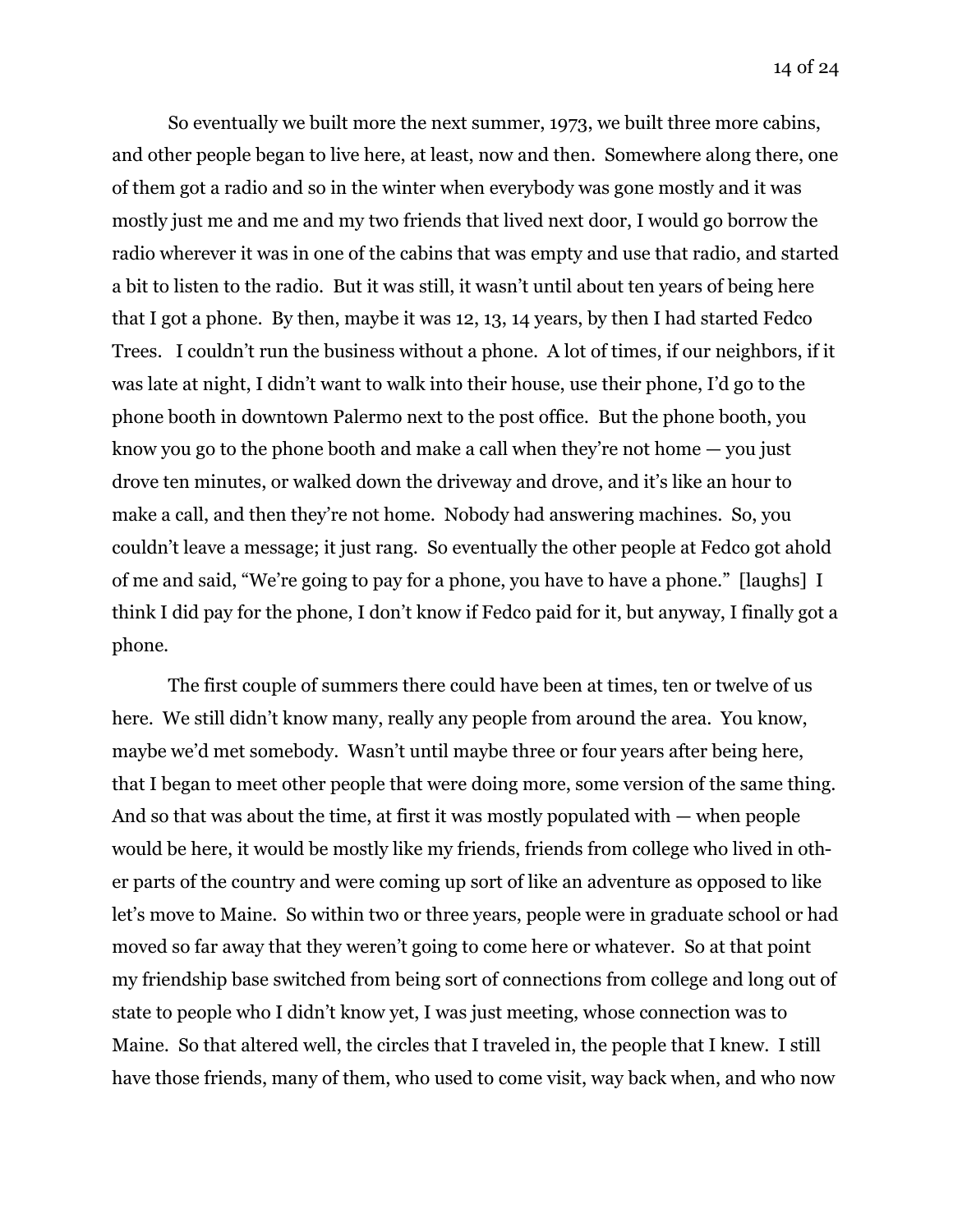So eventually we built more the next summer, 1973, we built three more cabins, and other people began to live here, at least, now and then. Somewhere along there, one of them got a radio and so in the winter when everybody was gone mostly and it was mostly just me and me and my two friends that lived next door, I would go borrow the radio wherever it was in one of the cabins that was empty and use that radio, and started a bit to listen to the radio. But it was still, it wasn't until about ten years of being here that I got a phone. By then, maybe it was 12, 13, 14 years, by then I had started Fedco Trees. I couldn't run the business without a phone. A lot of times, if our neighbors, if it was late at night, I didn't want to walk into their house, use their phone, I'd go to the phone booth in downtown Palermo next to the post office. But the phone booth, you know you go to the phone booth and make a call when they're not home — you just drove ten minutes, or walked down the driveway and drove, and it's like an hour to make a call, and then they're not home. Nobody had answering machines. So, you couldn't leave a message; it just rang. So eventually the other people at Fedco got ahold of me and said, "We're going to pay for a phone, you have to have a phone." [laughs] I think I did pay for the phone, I don't know if Fedco paid for it, but anyway, I finally got a phone.

The first couple of summers there could have been at times, ten or twelve of us here. We still didn't know many, really any people from around the area. You know, maybe we'd met somebody. Wasn't until maybe three or four years after being here, that I began to meet other people that were doing more, some version of the same thing. And so that was about the time, at first it was mostly populated with — when people would be here, it would be mostly like my friends, friends from college who lived in other parts of the country and were coming up sort of like an adventure as opposed to like let's move to Maine. So within two or three years, people were in graduate school or had moved so far away that they weren't going to come here or whatever. So at that point my friendship base switched from being sort of connections from college and long out of state to people who I didn't know yet, I was just meeting, whose connection was to Maine. So that altered well, the circles that I traveled in, the people that I knew. I still have those friends, many of them, who used to come visit, way back when, and who now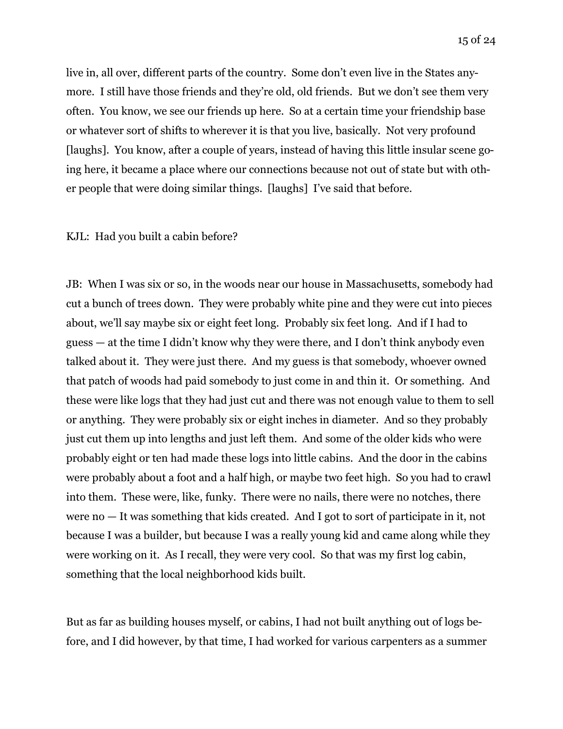live in, all over, different parts of the country. Some don't even live in the States anymore. I still have those friends and they're old, old friends. But we don't see them very often. You know, we see our friends up here. So at a certain time your friendship base or whatever sort of shifts to wherever it is that you live, basically. Not very profound [laughs]. You know, after a couple of years, instead of having this little insular scene going here, it became a place where our connections because not out of state but with other people that were doing similar things. [laughs] I've said that before.

KJL: Had you built a cabin before?

JB: When I was six or so, in the woods near our house in Massachusetts, somebody had cut a bunch of trees down. They were probably white pine and they were cut into pieces about, we'll say maybe six or eight feet long. Probably six feet long. And if I had to guess — at the time I didn't know why they were there, and I don't think anybody even talked about it. They were just there. And my guess is that somebody, whoever owned that patch of woods had paid somebody to just come in and thin it. Or something. And these were like logs that they had just cut and there was not enough value to them to sell or anything. They were probably six or eight inches in diameter. And so they probably just cut them up into lengths and just left them. And some of the older kids who were probably eight or ten had made these logs into little cabins. And the door in the cabins were probably about a foot and a half high, or maybe two feet high. So you had to crawl into them. These were, like, funky. There were no nails, there were no notches, there were no — It was something that kids created. And I got to sort of participate in it, not because I was a builder, but because I was a really young kid and came along while they were working on it. As I recall, they were very cool. So that was my first log cabin, something that the local neighborhood kids built.

But as far as building houses myself, or cabins, I had not built anything out of logs before, and I did however, by that time, I had worked for various carpenters as a summer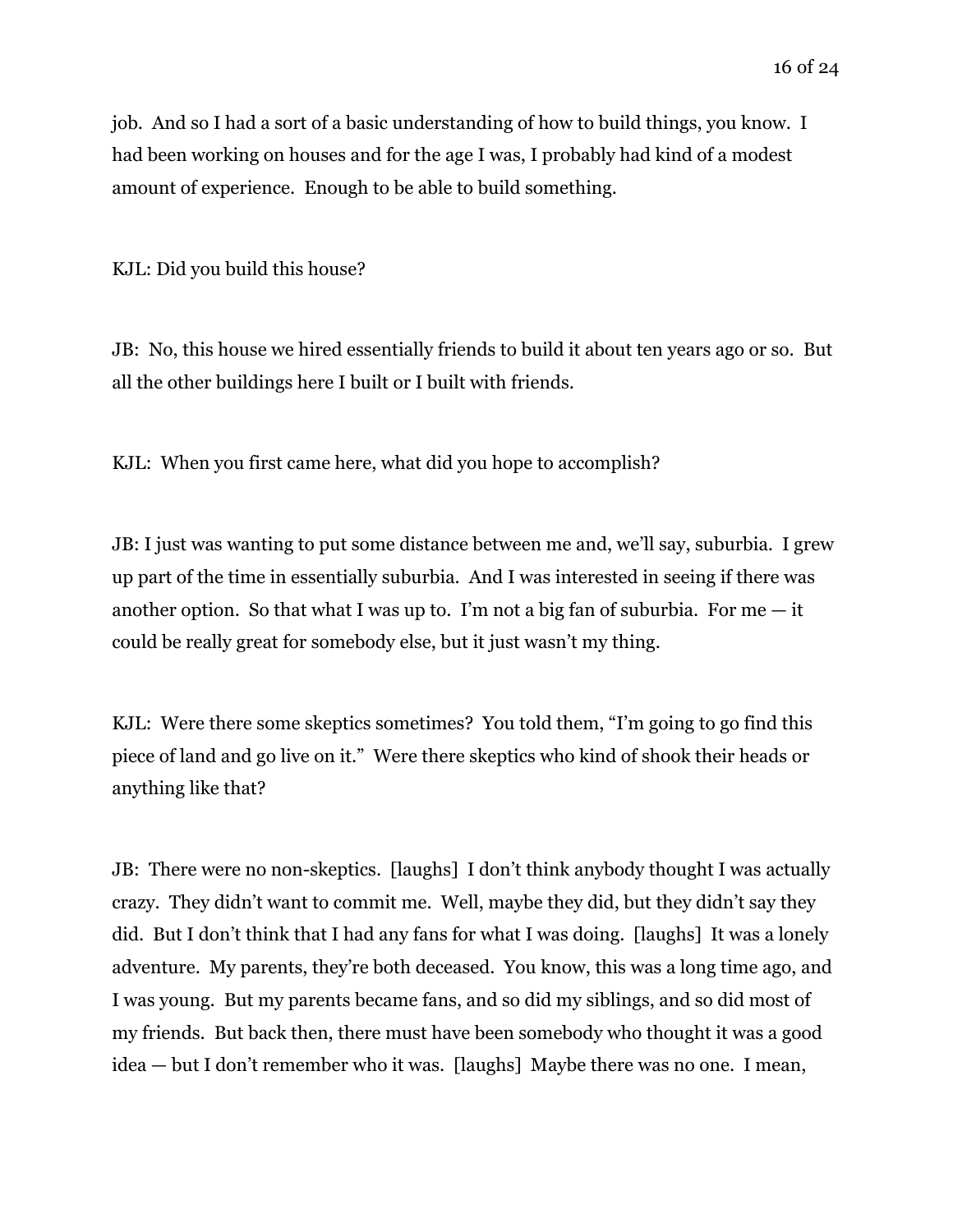job. And so I had a sort of a basic understanding of how to build things, you know. I had been working on houses and for the age I was, I probably had kind of a modest amount of experience. Enough to be able to build something.

KJL: Did you build this house?

JB: No, this house we hired essentially friends to build it about ten years ago or so. But all the other buildings here I built or I built with friends.

KJL: When you first came here, what did you hope to accomplish?

JB: I just was wanting to put some distance between me and, we'll say, suburbia. I grew up part of the time in essentially suburbia. And I was interested in seeing if there was another option. So that what I was up to. I'm not a big fan of suburbia. For me — it could be really great for somebody else, but it just wasn't my thing.

KJL: Were there some skeptics sometimes? You told them, "I'm going to go find this piece of land and go live on it." Were there skeptics who kind of shook their heads or anything like that?

JB: There were no non-skeptics. [laughs] I don't think anybody thought I was actually crazy. They didn't want to commit me. Well, maybe they did, but they didn't say they did. But I don't think that I had any fans for what I was doing. [laughs] It was a lonely adventure. My parents, they're both deceased. You know, this was a long time ago, and I was young. But my parents became fans, and so did my siblings, and so did most of my friends. But back then, there must have been somebody who thought it was a good idea — but I don't remember who it was. [laughs] Maybe there was no one. I mean,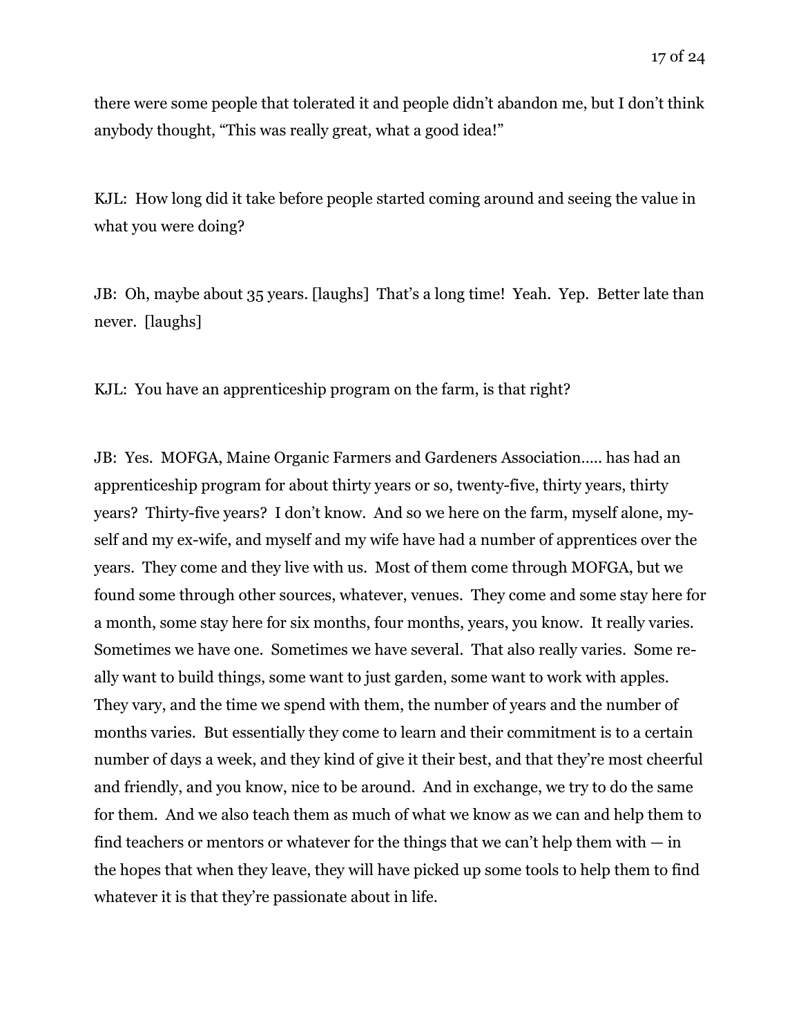there were some people that tolerated it and people didn't abandon me, but I don't think anybody thought, "This was really great, what a good idea!"

KJL: How long did it take before people started coming around and seeing the value in what you were doing?

JB: Oh, maybe about 35 years. [laughs] That's a long time! Yeah. Yep. Better late than never. [laughs]

KJL: You have an apprenticeship program on the farm, is that right?

JB: Yes. MOFGA, Maine Organic Farmers and Gardeners Association….. has had an apprenticeship program for about thirty years or so, twenty-five, thirty years, thirty years? Thirty-five years? I don't know. And so we here on the farm, myself alone, myself and my ex-wife, and myself and my wife have had a number of apprentices over the years. They come and they live with us. Most of them come through MOFGA, but we found some through other sources, whatever, venues. They come and some stay here for a month, some stay here for six months, four months, years, you know. It really varies. Sometimes we have one. Sometimes we have several. That also really varies. Some really want to build things, some want to just garden, some want to work with apples. They vary, and the time we spend with them, the number of years and the number of months varies. But essentially they come to learn and their commitment is to a certain number of days a week, and they kind of give it their best, and that they're most cheerful and friendly, and you know, nice to be around. And in exchange, we try to do the same for them. And we also teach them as much of what we know as we can and help them to find teachers or mentors or whatever for the things that we can't help them with — in the hopes that when they leave, they will have picked up some tools to help them to find whatever it is that they're passionate about in life.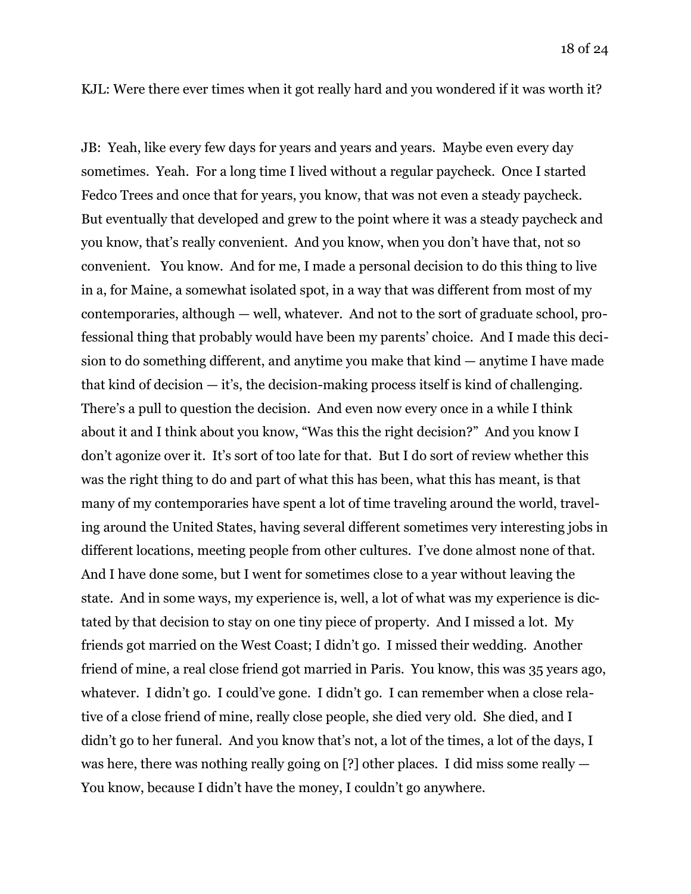KJL: Were there ever times when it got really hard and you wondered if it was worth it?

JB: Yeah, like every few days for years and years and years. Maybe even every day sometimes. Yeah. For a long time I lived without a regular paycheck. Once I started Fedco Trees and once that for years, you know, that was not even a steady paycheck. But eventually that developed and grew to the point where it was a steady paycheck and you know, that's really convenient. And you know, when you don't have that, not so convenient. You know. And for me, I made a personal decision to do this thing to live in a, for Maine, a somewhat isolated spot, in a way that was different from most of my contemporaries, although — well, whatever. And not to the sort of graduate school, professional thing that probably would have been my parents' choice. And I made this decision to do something different, and anytime you make that kind — anytime I have made that kind of decision — it's, the decision-making process itself is kind of challenging. There's a pull to question the decision. And even now every once in a while I think about it and I think about you know, "Was this the right decision?" And you know I don't agonize over it. It's sort of too late for that. But I do sort of review whether this was the right thing to do and part of what this has been, what this has meant, is that many of my contemporaries have spent a lot of time traveling around the world, traveling around the United States, having several different sometimes very interesting jobs in different locations, meeting people from other cultures. I've done almost none of that. And I have done some, but I went for sometimes close to a year without leaving the state. And in some ways, my experience is, well, a lot of what was my experience is dictated by that decision to stay on one tiny piece of property. And I missed a lot. My friends got married on the West Coast; I didn't go. I missed their wedding. Another friend of mine, a real close friend got married in Paris. You know, this was 35 years ago, whatever. I didn't go. I could've gone. I didn't go. I can remember when a close relative of a close friend of mine, really close people, she died very old. She died, and I didn't go to her funeral. And you know that's not, a lot of the times, a lot of the days, I was here, there was nothing really going on [?] other places. I did miss some really — You know, because I didn't have the money, I couldn't go anywhere.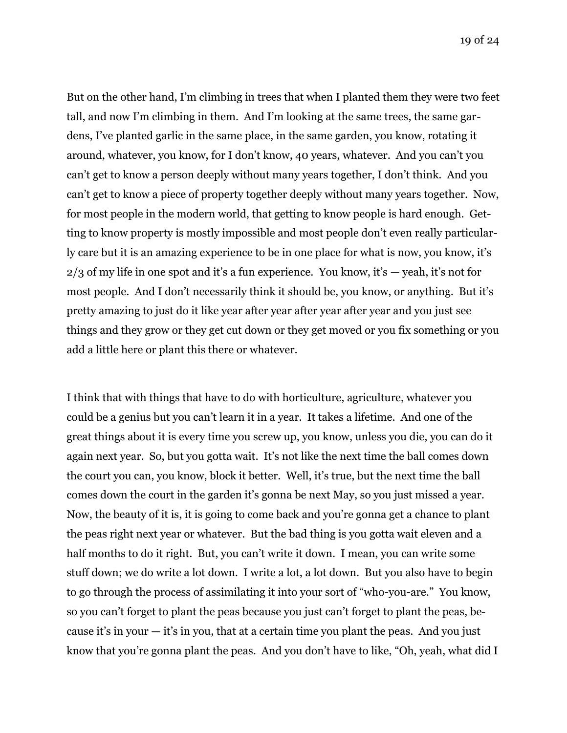But on the other hand, I'm climbing in trees that when I planted them they were two feet tall, and now I'm climbing in them. And I'm looking at the same trees, the same gardens, I've planted garlic in the same place, in the same garden, you know, rotating it around, whatever, you know, for I don't know, 40 years, whatever. And you can't you can't get to know a person deeply without many years together, I don't think. And you can't get to know a piece of property together deeply without many years together. Now, for most people in the modern world, that getting to know people is hard enough. Getting to know property is mostly impossible and most people don't even really particularly care but it is an amazing experience to be in one place for what is now, you know, it's 2/3 of my life in one spot and it's a fun experience. You know, it's — yeah, it's not for most people. And I don't necessarily think it should be, you know, or anything. But it's pretty amazing to just do it like year after year after year after year and you just see things and they grow or they get cut down or they get moved or you fix something or you add a little here or plant this there or whatever.

I think that with things that have to do with horticulture, agriculture, whatever you could be a genius but you can't learn it in a year. It takes a lifetime. And one of the great things about it is every time you screw up, you know, unless you die, you can do it again next year. So, but you gotta wait. It's not like the next time the ball comes down the court you can, you know, block it better. Well, it's true, but the next time the ball comes down the court in the garden it's gonna be next May, so you just missed a year. Now, the beauty of it is, it is going to come back and you're gonna get a chance to plant the peas right next year or whatever. But the bad thing is you gotta wait eleven and a half months to do it right. But, you can't write it down. I mean, you can write some stuff down; we do write a lot down. I write a lot, a lot down. But you also have to begin to go through the process of assimilating it into your sort of "who-you-are." You know, so you can't forget to plant the peas because you just can't forget to plant the peas, because it's in your — it's in you, that at a certain time you plant the peas. And you just know that you're gonna plant the peas. And you don't have to like, "Oh, yeah, what did I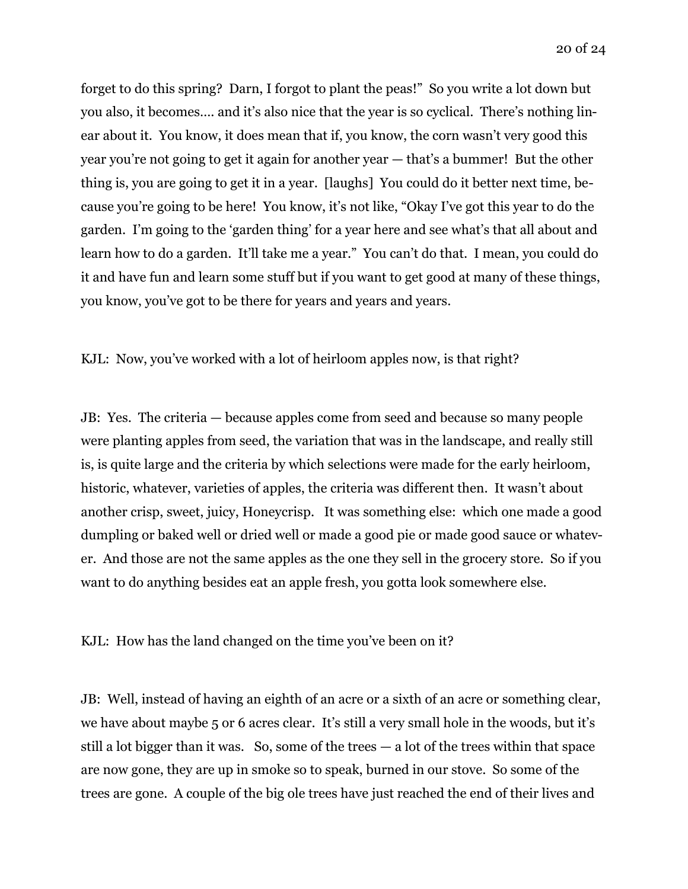forget to do this spring? Darn, I forgot to plant the peas!" So you write a lot down but you also, it becomes.... and it's also nice that the year is so cyclical. There's nothing linear about it. You know, it does mean that if, you know, the corn wasn't very good this year you're not going to get it again for another year — that's a bummer! But the other thing is, you are going to get it in a year. [laughs] You could do it better next time, because you're going to be here! You know, it's not like, "Okay I've got this year to do the garden. I'm going to the 'garden thing' for a year here and see what's that all about and learn how to do a garden. It'll take me a year." You can't do that. I mean, you could do it and have fun and learn some stuff but if you want to get good at many of these things, you know, you've got to be there for years and years and years.

KJL: Now, you've worked with a lot of heirloom apples now, is that right?

JB: Yes. The criteria — because apples come from seed and because so many people were planting apples from seed, the variation that was in the landscape, and really still is, is quite large and the criteria by which selections were made for the early heirloom, historic, whatever, varieties of apples, the criteria was different then. It wasn't about another crisp, sweet, juicy, Honeycrisp. It was something else: which one made a good dumpling or baked well or dried well or made a good pie or made good sauce or whatever. And those are not the same apples as the one they sell in the grocery store. So if you want to do anything besides eat an apple fresh, you gotta look somewhere else.

KJL: How has the land changed on the time you've been on it?

JB: Well, instead of having an eighth of an acre or a sixth of an acre or something clear, we have about maybe 5 or 6 acres clear. It's still a very small hole in the woods, but it's still a lot bigger than it was. So, some of the trees — a lot of the trees within that space are now gone, they are up in smoke so to speak, burned in our stove. So some of the trees are gone. A couple of the big ole trees have just reached the end of their lives and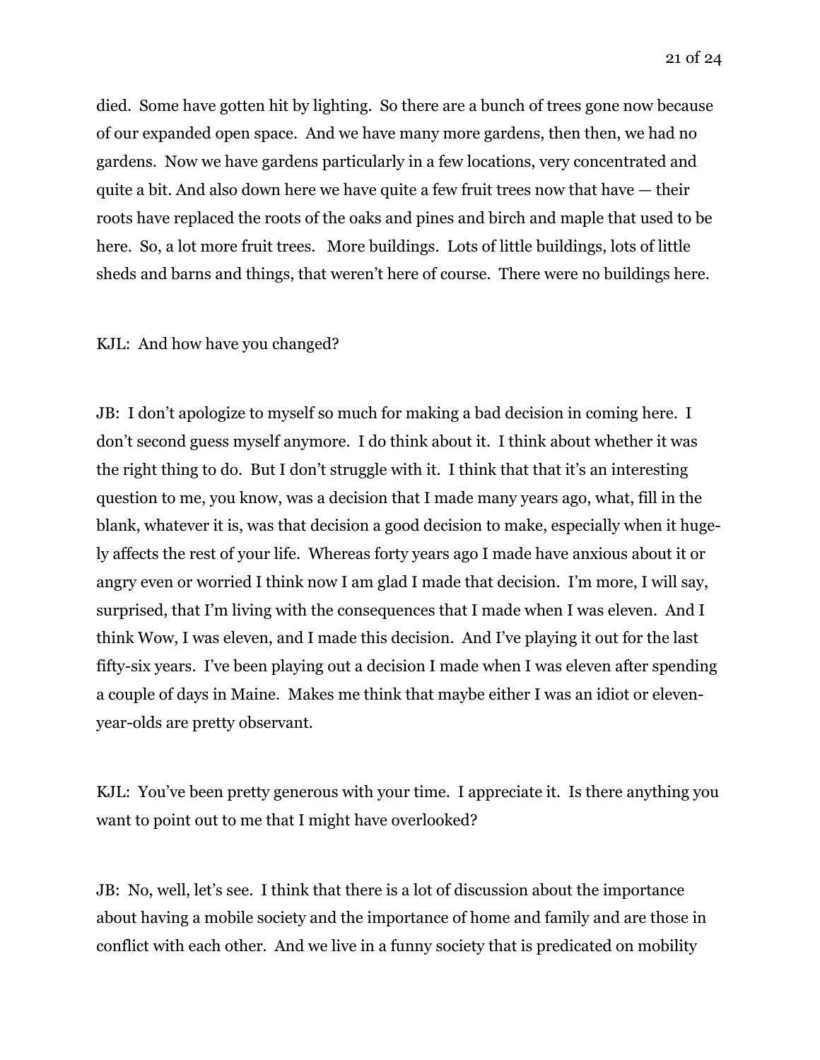died. Some have gotten hit by lighting. So there are a bunch of trees gone now because of our expanded open space. And we have many more gardens, then then, we had no gardens. Now we have gardens particularly in a few locations, very concentrated and quite a bit. And also down here we have quite a few fruit trees now that have — their roots have replaced the roots of the oaks and pines and birch and maple that used to be here. So, a lot more fruit trees. More buildings. Lots of little buildings, lots of little sheds and barns and things, that weren't here of course. There were no buildings here.

KJL: And how have you changed?

JB: I don't apologize to myself so much for making a bad decision in coming here. I don't second guess myself anymore. I do think about it. I think about whether it was the right thing to do. But I don't struggle with it. I think that that it's an interesting question to me, you know, was a decision that I made many years ago, what, fill in the blank, whatever it is, was that decision a good decision to make, especially when it hugely affects the rest of your life. Whereas forty years ago I made have anxious about it or angry even or worried I think now I am glad I made that decision. I'm more, I will say, surprised, that I'm living with the consequences that I made when I was eleven. And I think Wow, I was eleven, and I made this decision. And I've playing it out for the last fifty-six years. I've been playing out a decision I made when I was eleven after spending a couple of days in Maine. Makes me think that maybe either I was an idiot or eleven-year-olds are pretty observant.

KJL: You've been pretty generous with your time. I appreciate it. Is there anything you want to point out to me that I might have overlooked?

JB: No, well, let's see. I think that there is a lot of discussion about the importance about having a mobile society and the importance of home and family and are those in conflict with each other. And we live in a funny society that is predicated on mobility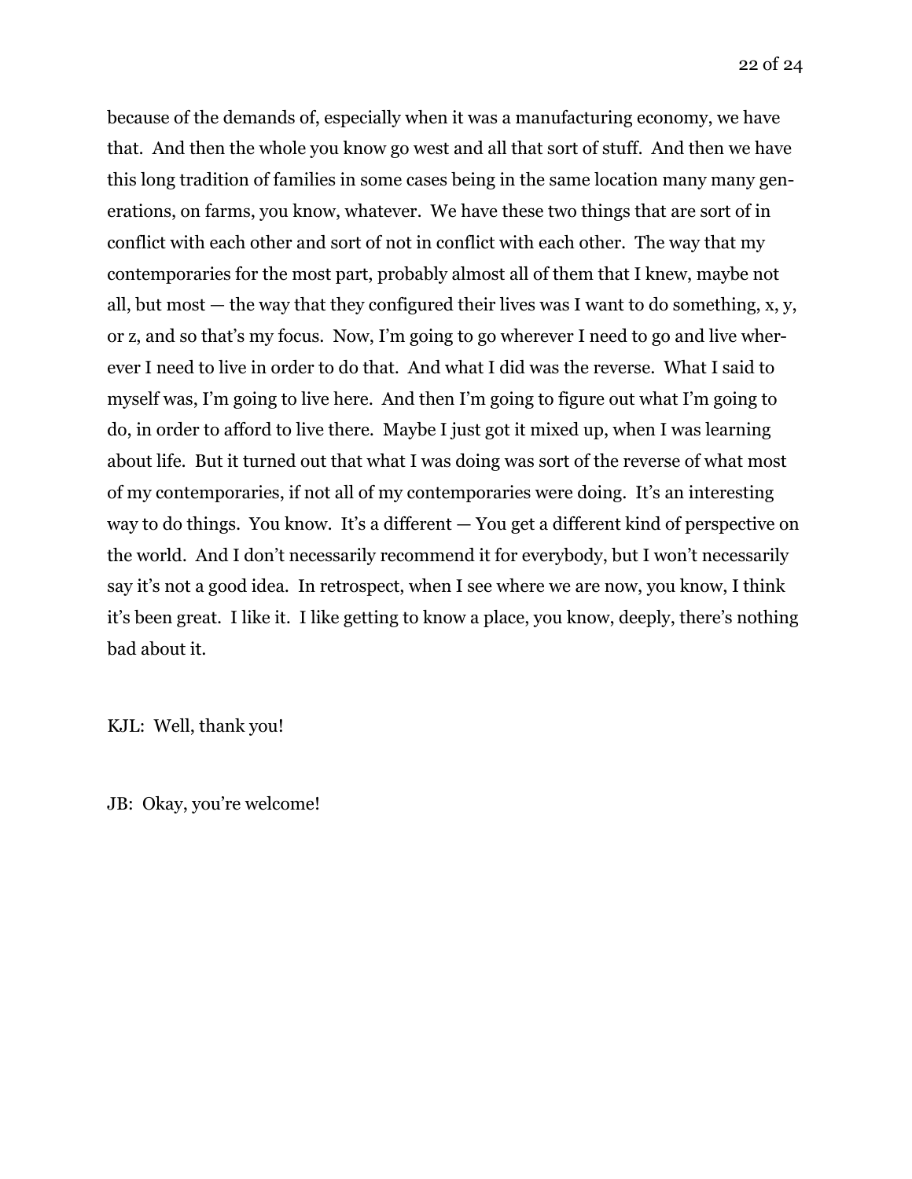because of the demands of, especially when it was a manufacturing economy, we have that. And then the whole you know go west and all that sort of stuff. And then we have this long tradition of families in some cases being in the same location many many generations, on farms, you know, whatever. We have these two things that are sort of in conflict with each other and sort of not in conflict with each other. The way that my contemporaries for the most part, probably almost all of them that I knew, maybe not all, but most — the way that they configured their lives was I want to do something, x, y, or z, and so that's my focus. Now, I'm going to go wherever I need to go and live wherever I need to live in order to do that. And what I did was the reverse. What I said to myself was, I'm going to live here. And then I'm going to figure out what I'm going to do, in order to afford to live there. Maybe I just got it mixed up, when I was learning about life. But it turned out that what I was doing was sort of the reverse of what most of my contemporaries, if not all of my contemporaries were doing. It's an interesting way to do things. You know. It's a different — You get a different kind of perspective on the world. And I don't necessarily recommend it for everybody, but I won't necessarily say it's not a good idea. In retrospect, when I see where we are now, you know, I think it's been great. I like it. I like getting to know a place, you know, deeply, there's nothing bad about it.

KJL: Well, thank you!

JB: Okay, you're welcome!